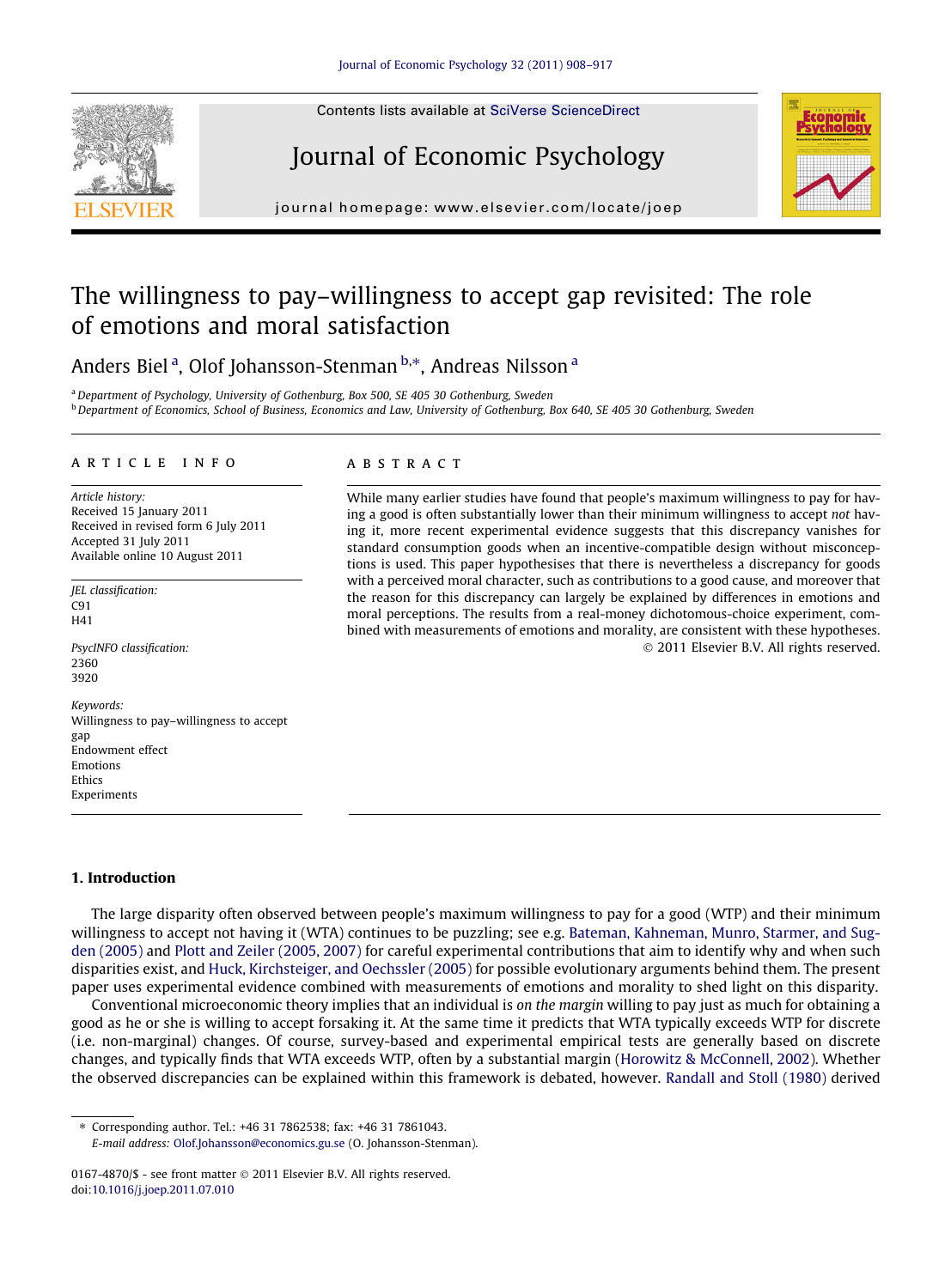# The willingness to pay–willingness to accept gap revisited: The role of emotions and moral satisfaction

Anders Biel [a], Olof Johansson-Stenman [b,*], Andreas Nilsson [a]

[a] Department of Psychology, University of Gothenburg, Box 500, SE 405 30 Gothenburg, Sweden

[b] Department of Economics, School of Business, Economics and Law, University of Gothenburg, Box 640, SE 405 30 Gothenburg, Sweden

## ARTICLE INFO

*Article history:*
Received 15 January 2011
Received in revised form 6 July 2011
Accepted 31 July 2011
Available online 10 August 2011

*JEL classification:*
C91
H41

*PsycINFO classification:*
2360
3920

*Keywords:*
Willingness to pay–willingness to accept gap
Endowment effect
Emotions
Ethics
Experiments

## ABSTRACT

While many earlier studies have found that people's maximum willingness to pay for having a good is often substantially lower than their minimum willingness to accept *not* having it, more recent experimental evidence suggests that this discrepancy vanishes for standard consumption goods when an incentive-compatible design without misconceptions is used. This paper hypothesises that there is nevertheless a discrepancy for goods with a perceived moral character, such as contributions to a good cause, and moreover that the reason for this discrepancy can largely be explained by differences in emotions and moral perceptions. The results from a real-money dichotomous-choice experiment, combined with measurements of emotions and morality, are consistent with these hypotheses.

© 2011 Elsevier B.V. All rights reserved.

## 1. Introduction

The large disparity often observed between people's maximum willingness to pay for a good (WTP) and their minimum willingness to accept not having it (WTA) continues to be puzzling; see e.g. Bateman, Kahneman, Munro, Starmer, and Sugden (2005) and Plott and Zeiler (2005, 2007) for careful experimental contributions that aim to identify why and when such disparities exist, and Huck, Kirchsteiger, and Oechssler (2005) for possible evolutionary arguments behind them. The present paper uses experimental evidence combined with measurements of emotions and morality to shed light on this disparity.

Conventional microeconomic theory implies that an individual is *on the margin* willing to pay just as much for obtaining a good as he or she is willing to accept forsaking it. At the same time it predicts that WTA typically exceeds WTP for discrete (i.e. non-marginal) changes. Of course, survey-based and experimental empirical tests are generally based on discrete changes, and typically finds that WTA exceeds WTP, often by a substantial margin (Horowitz & McConnell, 2002). Whether the observed discrepancies can be explained within this framework is debated, however. Randall and Stoll (1980) derived

* Corresponding author. Tel.: +46 31 7862538; fax: +46 31 7861043.
*E-mail address:* Olof.Johansson@economics.gu.se (O. Johansson-Stenman).

0167-4870/$ - see front matter © 2011 Elsevier B.V. All rights reserved.
doi:10.1016/j.joep.2011.07.010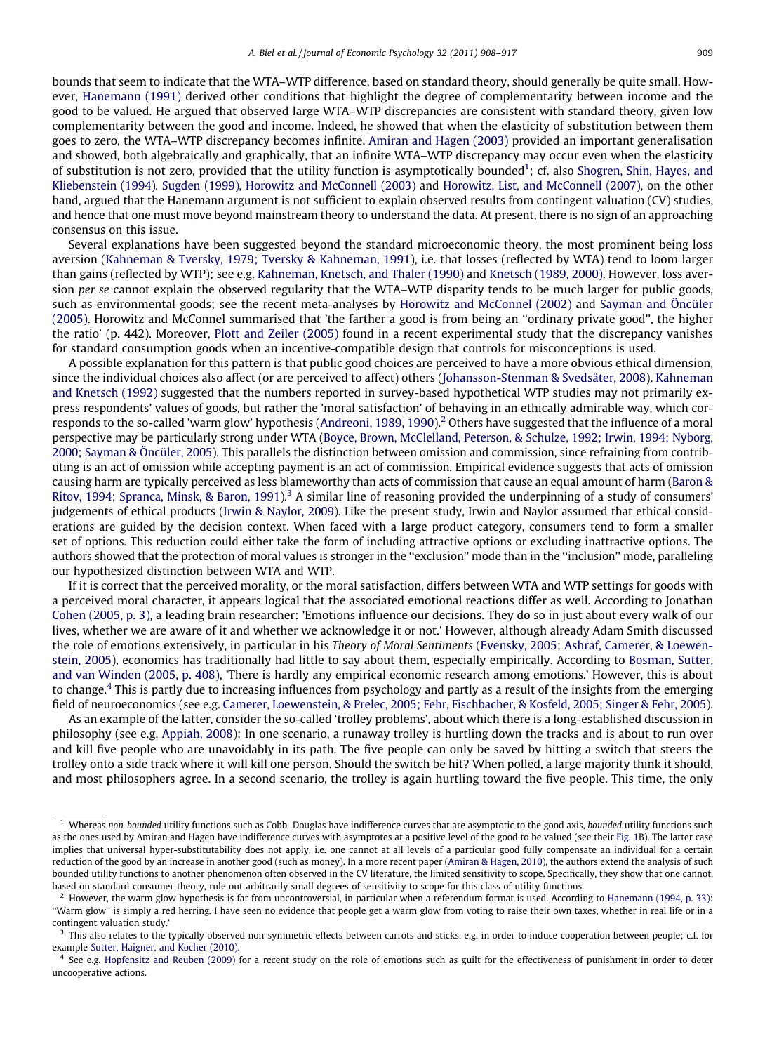bounds that seem to indicate that the WTA–WTP difference, based on standard theory, should generally be quite small. However, Hanemann (1991) derived other conditions that highlight the degree of complementarity between income and the good to be valued. He argued that observed large WTA–WTP discrepancies are consistent with standard theory, given low complementarity between the good and income. Indeed, he showed that when the elasticity of substitution between them goes to zero, the WTA–WTP discrepancy becomes infinite. Amiran and Hagen (2003) provided an important generalisation and showed, both algebraically and graphically, that an infinite WTA–WTP discrepancy may occur even when the elasticity of substitution is not zero, provided that the utility function is asymptotically bounded[1]; cf. also Shogren, Shin, Hayes, and Kliebenstein (1994). Sugden (1999), Horowitz and McConnell (2003) and Horowitz, List, and McConnell (2007), on the other hand, argued that the Hanemann argument is not sufficient to explain observed results from contingent valuation (CV) studies, and hence that one must move beyond mainstream theory to understand the data. At present, there is no sign of an approaching consensus on this issue.

Several explanations have been suggested beyond the standard microeconomic theory, the most prominent being loss aversion (Kahneman & Tversky, 1979; Tversky & Kahneman, 1991), i.e. that losses (reflected by WTA) tend to loom larger than gains (reflected by WTP); see e.g. Kahneman, Knetsch, and Thaler (1990) and Knetsch (1989, 2000). However, loss aversion *per se* cannot explain the observed regularity that the WTA–WTP disparity tends to be much larger for public goods, such as environmental goods; see the recent meta-analyses by Horowitz and McConnel (2002) and Sayman and Öncüler (2005). Horowitz and McConnel summarised that 'the farther a good is from being an "ordinary private good", the higher the ratio' (p. 442). Moreover, Plott and Zeiler (2005) found in a recent experimental study that the discrepancy vanishes for standard consumption goods when an incentive-compatible design that controls for misconceptions is used.

A possible explanation for this pattern is that public good choices are perceived to have a more obvious ethical dimension, since the individual choices also affect (or are perceived to affect) others (Johansson-Stenman & Svedsäter, 2008). Kahneman and Knetsch (1992) suggested that the numbers reported in survey-based hypothetical WTP studies may not primarily express respondents' values of goods, but rather the 'moral satisfaction' of behaving in an ethically admirable way, which corresponds to the so-called 'warm glow' hypothesis (Andreoni, 1989, 1990).[2] Others have suggested that the influence of a moral perspective may be particularly strong under WTA (Boyce, Brown, McClelland, Peterson, & Schulze, 1992; Irwin, 1994; Nyborg, 2000; Sayman & Öncüler, 2005). This parallels the distinction between omission and commission, since refraining from contributing is an act of omission while accepting payment is an act of commission. Empirical evidence suggests that acts of omission causing harm are typically perceived as less blameworthy than acts of commission that cause an equal amount of harm (Baron & Ritov, 1994; Spranca, Minsk, & Baron, 1991).[3] A similar line of reasoning provided the underpinning of a study of consumers' judgements of ethical products (Irwin & Naylor, 2009). Like the present study, Irwin and Naylor assumed that ethical considerations are guided by the decision context. When faced with a large product category, consumers tend to form a smaller set of options. This reduction could either take the form of including attractive options or excluding inattractive options. The authors showed that the protection of moral values is stronger in the "exclusion" mode than in the "inclusion" mode, paralleling our hypothesized distinction between WTA and WTP.

If it is correct that the perceived morality, or the moral satisfaction, differs between WTA and WTP settings for goods with a perceived moral character, it appears logical that the associated emotional reactions differ as well. According to Jonathan Cohen (2005, p. 3), a leading brain researcher: 'Emotions influence our decisions. They do so in just about every walk of our lives, whether we are aware of it and whether we acknowledge it or not.' However, although already Adam Smith discussed the role of emotions extensively, in particular in his *Theory of Moral Sentiments* (Evensky, 2005; Ashraf, Camerer, & Loewenstein, 2005), economics has traditionally had little to say about them, especially empirically. According to Bosman, Sutter, and van Winden (2005, p. 408), 'There is hardly any empirical economic research among emotions.' However, this is about to change.[4] This is partly due to increasing influences from psychology and partly as a result of the insights from the emerging field of neuroeconomics (see e.g. Camerer, Loewenstein, & Prelec, 2005; Fehr, Fischbacher, & Kosfeld, 2005; Singer & Fehr, 2005).

As an example of the latter, consider the so-called 'trolley problems', about which there is a long-established discussion in philosophy (see e.g. Appiah, 2008): In one scenario, a runaway trolley is hurtling down the tracks and is about to run over and kill five people who are unavoidably in its path. The five people can only be saved by hitting a switch that steers the trolley onto a side track where it will kill one person. Should the switch be hit? When polled, a large majority think it should, and most philosophers agree. In a second scenario, the trolley is again hurtling toward the five people. This time, the only

[1] Whereas *non-bounded* utility functions such as Cobb–Douglas have indifference curves that are asymptotic to the good axis, *bounded* utility functions such as the ones used by Amiran and Hagen have indifference curves with asymptotes at a positive level of the good to be valued (see their Fig. 1B). The latter case implies that universal hyper-substitutability does not apply, i.e. one cannot at all levels of a particular good fully compensate an individual for a certain reduction of the good by an increase in another good (such as money). In a more recent paper (Amiran & Hagen, 2010), the authors extend the analysis of such bounded utility functions to another phenomenon often observed in the CV literature, the limited sensitivity to scope. Specifically, they show that one cannot, based on standard consumer theory, rule out arbitrarily small degrees of sensitivity to scope for this class of utility functions.

[2] However, the warm glow hypothesis is far from uncontroversial, in particular when a referendum format is used. According to Hanemann (1994, p. 33): "Warm glow" is simply a red herring. I have seen no evidence that people get a warm glow from voting to raise their own taxes, whether in real life or in a contingent valuation study.'

[3] This also relates to the typically observed non-symmetric effects between carrots and sticks, e.g. in order to induce cooperation between people; c.f. for example Sutter, Haigner, and Kocher (2010).

[4] See e.g. Hopfensitz and Reuben (2009) for a recent study on the role of emotions such as guilt for the effectiveness of punishment in order to deter uncooperative actions.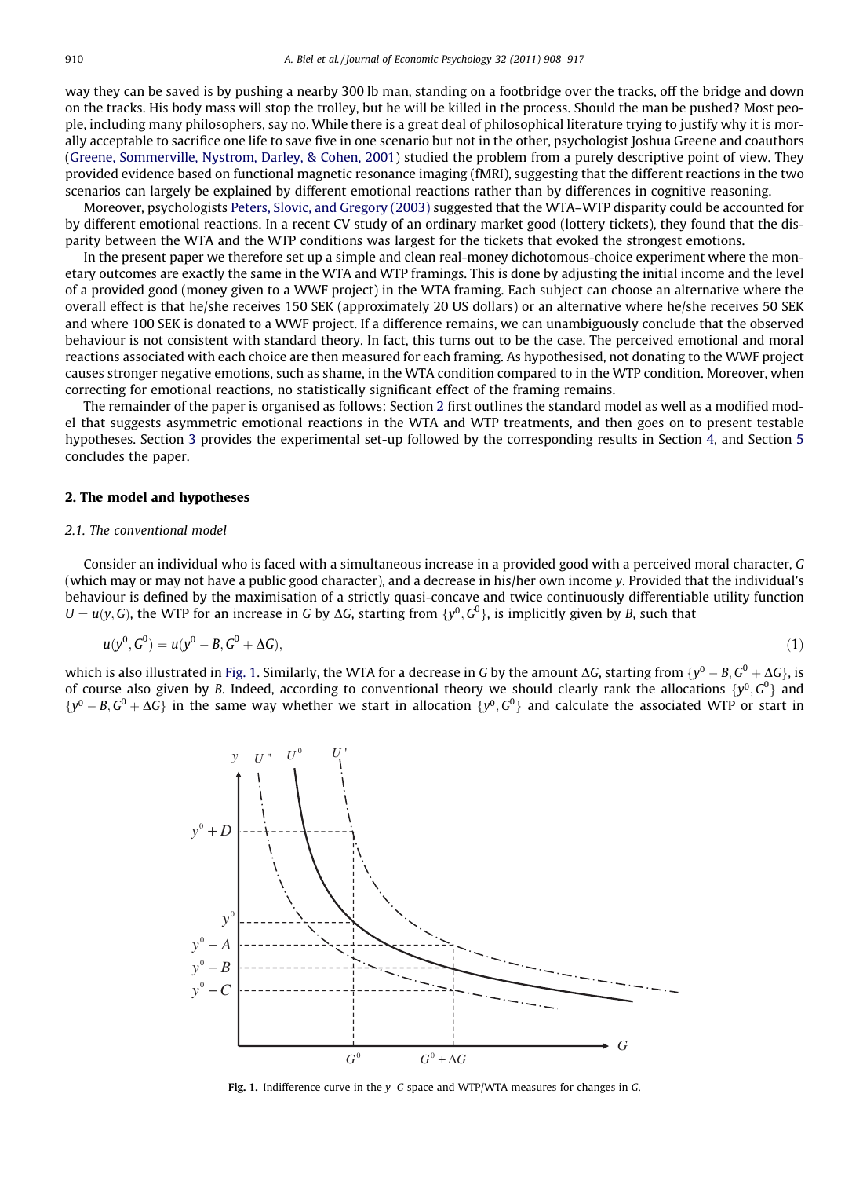way they can be saved is by pushing a nearby 300 lb man, standing on a footbridge over the tracks, off the bridge and down on the tracks. His body mass will stop the trolley, but he will be killed in the process. Should the man be pushed? Most people, including many philosophers, say no. While there is a great deal of philosophical literature trying to justify why it is morally acceptable to sacrifice one life to save five in one scenario but not in the other, psychologist Joshua Greene and coauthors (Greene, Sommerville, Nystrom, Darley, & Cohen, 2001) studied the problem from a purely descriptive point of view. They provided evidence based on functional magnetic resonance imaging (fMRI), suggesting that the different reactions in the two scenarios can largely be explained by different emotional reactions rather than by differences in cognitive reasoning.

Moreover, psychologists Peters, Slovic, and Gregory (2003) suggested that the WTA–WTP disparity could be accounted for by different emotional reactions. In a recent CV study of an ordinary market good (lottery tickets), they found that the disparity between the WTA and the WTP conditions was largest for the tickets that evoked the strongest emotions.

In the present paper we therefore set up a simple and clean real-money dichotomous-choice experiment where the monetary outcomes are exactly the same in the WTA and WTP framings. This is done by adjusting the initial income and the level of a provided good (money given to a WWF project) in the WTA framing. Each subject can choose an alternative where the overall effect is that he/she receives 150 SEK (approximately 20 US dollars) or an alternative where he/she receives 50 SEK and where 100 SEK is donated to a WWF project. If a difference remains, we can unambiguously conclude that the observed behaviour is not consistent with standard theory. In fact, this turns out to be the case. The perceived emotional and moral reactions associated with each choice are then measured for each framing. As hypothesised, not donating to the WWF project causes stronger negative emotions, such as shame, in the WTA condition compared to in the WTP condition. Moreover, when correcting for emotional reactions, no statistically significant effect of the framing remains.

The remainder of the paper is organised as follows: Section 2 first outlines the standard model as well as a modified model that suggests asymmetric emotional reactions in the WTA and WTP treatments, and then goes on to present testable hypotheses. Section 3 provides the experimental set-up followed by the corresponding results in Section 4, and Section 5 concludes the paper.

## 2. The model and hypotheses

### 2.1. The conventional model

Consider an individual who is faced with a simultaneous increase in a provided good with a perceived moral character, $G$ (which may or may not have a public good character), and a decrease in his/her own income $y$. Provided that the individual's behaviour is defined by the maximisation of a strictly quasi-concave and twice continuously differentiable utility function $U = u(y, G)$, the WTP for an increase in $G$ by $\Delta G$, starting from $\{y^0, G^0\}$, is implicitly given by $B$, such that

$$u(y^0, G^0) = u(y^0 - B, G^0 + \Delta G), \tag{1}$$

which is also illustrated in Fig. 1. Similarly, the WTA for a decrease in $G$ by the amount $\Delta G$, starting from $\{y^0 - B, G^0 + \Delta G\}$, is of course also given by $B$. Indeed, according to conventional theory we should clearly rank the allocations $\{y^0, G^0\}$ and $\{y^0 - B, G^0 + \Delta G\}$ in the same way whether we start in allocation $\{y^0, G^0\}$ and calculate the associated WTP or start in

**Fig. 1.** Indifference curve in the $y$–$G$ space and WTP/WTA measures for changes in $G$.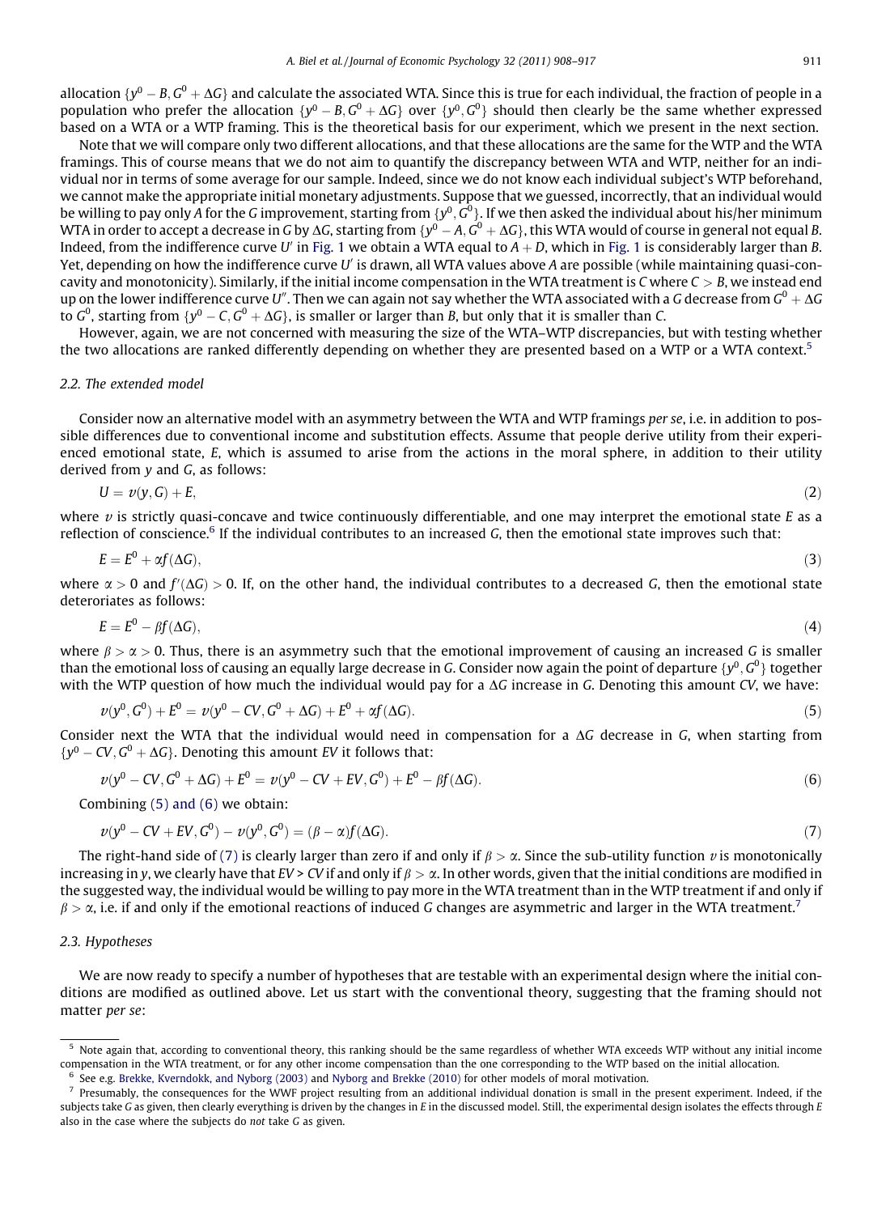allocation $\{y^0 - B, G^0 + \Delta G\}$ and calculate the associated WTA. Since this is true for each individual, the fraction of people in a population who prefer the allocation $\{y^0 - B, G^0 + \Delta G\}$ over $\{y^0, G^0\}$ should then clearly be the same whether expressed based on a WTA or a WTP framing. This is the theoretical basis for our experiment, which we present in the next section.

Note that we will compare only two different allocations, and that these allocations are the same for the WTP and the WTA framings. This of course means that we do not aim to quantify the discrepancy between WTA and WTP, neither for an individual nor in terms of some average for our sample. Indeed, since we do not know each individual subject's WTP beforehand, we cannot make the appropriate initial monetary adjustments. Suppose that we guessed, incorrectly, that an individual would be willing to pay only $A$ for the $G$ improvement, starting from $\{y^0, G^0\}$. If we then asked the individual about his/her minimum WTA in order to accept a decrease in $G$ by $\Delta G$, starting from $\{y^0 - A, G^0 + \Delta G\}$, this WTA would of course in general not equal $B$. Indeed, from the indifference curve $U'$ in Fig. 1 we obtain a WTA equal to $A + D$, which in Fig. 1 is considerably larger than $B$. Yet, depending on how the indifference curve $U'$ is drawn, all WTA values above $A$ are possible (while maintaining quasi-concavity and monotonicity). Similarly, if the initial income compensation in the WTA treatment is $C$ where $C > B$, we instead end up on the lower indifference curve $U''$. Then we can again not say whether the WTA associated with a $G$ decrease from $G^0 + \Delta G$ to $G^0$, starting from $\{y^0 - C, G^0 + \Delta G\}$, is smaller or larger than $B$, but only that it is smaller than $C$.

However, again, we are not concerned with measuring the size of the WTA–WTP discrepancies, but with testing whether the two allocations are ranked differently depending on whether they are presented based on a WTP or a WTA context.[5]

### 2.2. The extended model

Consider now an alternative model with an asymmetry between the WTA and WTP framings *per se*, i.e. in addition to possible differences due to conventional income and substitution effects. Assume that people derive utility from their experienced emotional state, $E$, which is assumed to arise from the actions in the moral sphere, in addition to their utility derived from $y$ and $G$, as follows:

$$U = v(y, G) + E, \tag{2}$$

where $v$ is strictly quasi-concave and twice continuously differentiable, and one may interpret the emotional state $E$ as a reflection of conscience.[6] If the individual contributes to an increased $G$, then the emotional state improves such that:

$$E = E^0 + \alpha f(\Delta G), \tag{3}$$

where $\alpha > 0$ and $f'(\Delta G) > 0$. If, on the other hand, the individual contributes to a decreased $G$, then the emotional state deteriorates as follows:

$$E = E^0 - \beta f(\Delta G), \tag{4}$$

where $\beta > \alpha > 0$. Thus, there is an asymmetry such that the emotional improvement of causing an increased $G$ is smaller than the emotional loss of causing an equally large decrease in $G$. Consider now again the point of departure $\{y^0, G^0\}$ together with the WTP question of how much the individual would pay for a $\Delta G$ increase in $G$. Denoting this amount $CV$, we have:

$$v(y^0, G^0) + E^0 = v(y^0 - CV, G^0 + \Delta G) + E^0 + \alpha f(\Delta G). \tag{5}$$

Consider next the WTA that the individual would need in compensation for a $\Delta G$ decrease in $G$, when starting from $\{y^0 - CV, G^0 + \Delta G\}$. Denoting this amount $EV$ it follows that:

$$v(y^0 - CV, G^0 + \Delta G) + E^0 = v(y^0 - CV + EV, G^0) + E^0 - \beta f(\Delta G). \tag{6}$$

Combining (5) and (6) we obtain:

$$v(y^0 - CV + EV, G^0) - v(y^0, G^0) = (\beta - \alpha) f(\Delta G). \tag{7}$$

The right-hand side of (7) is clearly larger than zero if and only if $\beta > \alpha$. Since the sub-utility function $v$ is monotonically increasing in $y$, we clearly have that $EV > CV$ if and only if $\beta > \alpha$. In other words, given that the initial conditions are modified in the suggested way, the individual would be willing to pay more in the WTA treatment than in the WTP treatment if and only if $\beta > \alpha$, i.e. if and only if the emotional reactions of induced $G$ changes are asymmetric and larger in the WTA treatment.[7]

### 2.3. Hypotheses

We are now ready to specify a number of hypotheses that are testable with an experimental design where the initial conditions are modified as outlined above. Let us start with the conventional theory, suggesting that the framing should not matter *per se*:

---

[5] Note again that, according to conventional theory, this ranking should be the same regardless of whether WTA exceeds WTP without any initial income compensation in the WTA treatment, or for any other income compensation than the one corresponding to the WTP based on the initial allocation.

[6] See e.g. Brekke, Kverndokk, and Nyborg (2003) and Nyborg and Brekke (2010) for other models of moral motivation.

[7] Presumably, the consequences for the WWF project resulting from an additional individual donation is small in the present experiment. Indeed, if the subjects take $G$ as given, then clearly everything is driven by the changes in $E$ in the discussed model. Still, the experimental design isolates the effects through $E$ also in the case where the subjects do *not* take $G$ as given.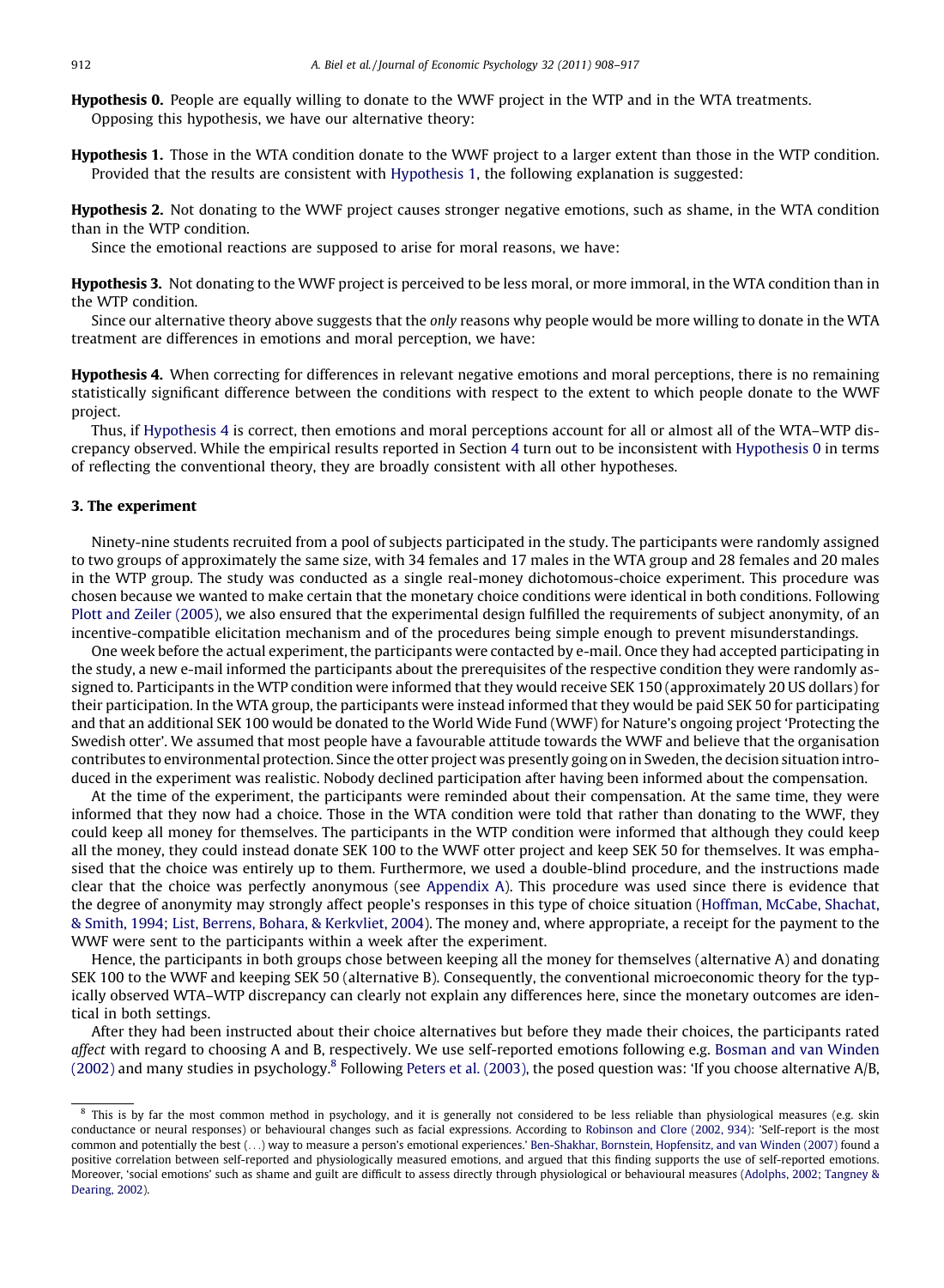**Hypothesis 0.** People are equally willing to donate to the WWF project in the WTP and in the WTA treatments.

Opposing this hypothesis, we have our alternative theory:

**Hypothesis 1.** Those in the WTA condition donate to the WWF project to a larger extent than those in the WTP condition.

Provided that the results are consistent with Hypothesis 1, the following explanation is suggested:

**Hypothesis 2.** Not donating to the WWF project causes stronger negative emotions, such as shame, in the WTA condition than in the WTP condition.

Since the emotional reactions are supposed to arise for moral reasons, we have:

**Hypothesis 3.** Not donating to the WWF project is perceived to be less moral, or more immoral, in the WTA condition than in the WTP condition.

Since our alternative theory above suggests that the *only* reasons why people would be more willing to donate in the WTA treatment are differences in emotions and moral perception, we have:

**Hypothesis 4.** When correcting for differences in relevant negative emotions and moral perceptions, there is no remaining statistically significant difference between the conditions with respect to the extent to which people donate to the WWF project.

Thus, if Hypothesis 4 is correct, then emotions and moral perceptions account for all or almost all of the WTA–WTP discrepancy observed. While the empirical results reported in Section 4 turn out to be inconsistent with Hypothesis 0 in terms of reflecting the conventional theory, they are broadly consistent with all other hypotheses.

## 3. The experiment

Ninety-nine students recruited from a pool of subjects participated in the study. The participants were randomly assigned to two groups of approximately the same size, with 34 females and 17 males in the WTA group and 28 females and 20 males in the WTP group. The study was conducted as a single real-money dichotomous-choice experiment. This procedure was chosen because we wanted to make certain that the monetary choice conditions were identical in both conditions. Following Plott and Zeiler (2005), we also ensured that the experimental design fulfilled the requirements of subject anonymity, of an incentive-compatible elicitation mechanism and of the procedures being simple enough to prevent misunderstandings.

One week before the actual experiment, the participants were contacted by e-mail. Once they had accepted participating in the study, a new e-mail informed the participants about the prerequisites of the respective condition they were randomly assigned to. Participants in the WTP condition were informed that they would receive SEK 150 (approximately 20 US dollars) for their participation. In the WTA group, the participants were instead informed that they would be paid SEK 50 for participating and that an additional SEK 100 would be donated to the World Wide Fund (WWF) for Nature's ongoing project 'Protecting the Swedish otter'. We assumed that most people have a favourable attitude towards the WWF and believe that the organisation contributes to environmental protection. Since the otter project was presently going on in Sweden, the decision situation introduced in the experiment was realistic. Nobody declined participation after having been informed about the compensation.

At the time of the experiment, the participants were reminded about their compensation. At the same time, they were informed that they now had a choice. Those in the WTA condition were told that rather than donating to the WWF, they could keep all money for themselves. The participants in the WTP condition were informed that although they could keep all the money, they could instead donate SEK 100 to the WWF otter project and keep SEK 50 for themselves. It was emphasised that the choice was entirely up to them. Furthermore, we used a double-blind procedure, and the instructions made clear that the choice was perfectly anonymous (see Appendix A). This procedure was used since there is evidence that the degree of anonymity may strongly affect people's responses in this type of choice situation (Hoffman, McCabe, Shachat, & Smith, 1994; List, Berrens, Bohara, & Kerkvliet, 2004). The money and, where appropriate, a receipt for the payment to the WWF were sent to the participants within a week after the experiment.

Hence, the participants in both groups chose between keeping all the money for themselves (alternative A) and donating SEK 100 to the WWF and keeping SEK 50 (alternative B). Consequently, the conventional microeconomic theory for the typically observed WTA–WTP discrepancy can clearly not explain any differences here, since the monetary outcomes are identical in both settings.

After they had been instructed about their choice alternatives but before they made their choices, the participants rated *affect* with regard to choosing A and B, respectively. We use self-reported emotions following e.g. Bosman and van Winden (2002) and many studies in psychology.[8] Following Peters et al. (2003), the posed question was: 'If you choose alternative A/B,

[8] This is by far the most common method in psychology, and it is generally not considered to be less reliable than physiological measures (e.g. skin conductance or neural responses) or behavioural changes such as facial expressions. According to Robinson and Clore (2002, 934): 'Self-report is the most common and potentially the best (...) way to measure a person's emotional experiences.' Ben-Shakhar, Bornstein, Hopfensitz, and van Winden (2007) found a positive correlation between self-reported and physiologically measured emotions, and argued that this finding supports the use of self-reported emotions. Moreover, 'social emotions' such as shame and guilt are difficult to assess directly through physiological or behavioural measures (Adolphs, 2002; Tangney & Dearing, 2002).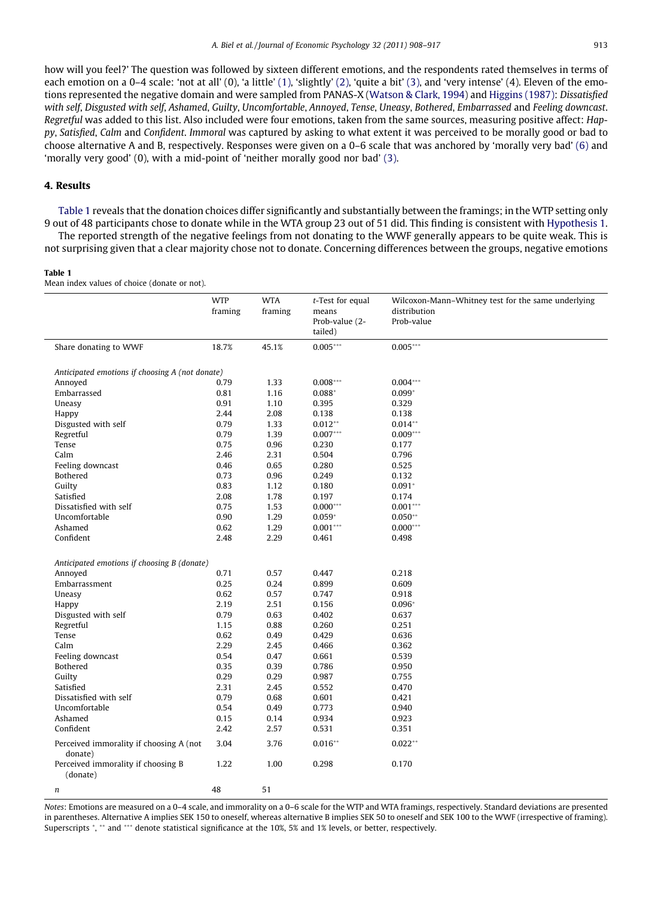how will you feel?' The question was followed by sixteen different emotions, and the respondents rated themselves in terms of each emotion on a 0–4 scale: 'not at all' (0), 'a little' (1), 'slightly' (2), 'quite a bit' (3), and 'very intense' (4). Eleven of the emotions represented the negative domain and were sampled from PANAS-X (Watson & Clark, 1994) and Higgins (1987): *Dissatisfied with self*, *Disgusted with self*, *Ashamed*, *Guilty*, *Uncomfortable*, *Annoyed*, *Tense*, *Uneasy*, *Bothered*, *Embarrassed* and *Feeling downcast*. *Regretful* was added to this list. Also included were four emotions, taken from the same sources, measuring positive affect: *Happy*, *Satisfied*, *Calm* and *Confident*. *Immoral* was captured by asking to what extent it was perceived to be morally good or bad to choose alternative A and B, respectively. Responses were given on a 0–6 scale that was anchored by 'morally very bad' (6) and 'morally very good' (0), with a mid-point of 'neither morally good nor bad' (3).

## 4. Results

Table 1 reveals that the donation choices differ significantly and substantially between the framings; in the WTP setting only 9 out of 48 participants chose to donate while in the WTA group 23 out of 51 did. This finding is consistent with Hypothesis 1.

The reported strength of the negative feelings from not donating to the WWF generally appears to be quite weak. This is not surprising given that a clear majority chose not to donate. Concerning differences between the groups, negative emotions

**Table 1**
Mean index values of choice (donate or not).

| | WTP framing | WTA framing | *t*-Test for equal means Prob-value (2-tailed) | Wilcoxon-Mann–Whitney test for the same underlying distribution Prob-value |
|---|---|---|---|---|
| Share donating to WWF | 18.7% | 45.1% | 0.005*** | 0.005*** |
| *Anticipated emotions if choosing A (not donate)* | | | | |
| Annoyed | 0.79 | 1.33 | 0.008*** | 0.004*** |
| Embarrassed | 0.81 | 1.16 | 0.088* | 0.099* |
| Uneasy | 0.91 | 1.10 | 0.395 | 0.329 |
| Happy | 2.44 | 2.08 | 0.138 | 0.138 |
| Disgusted with self | 0.79 | 1.33 | 0.012** | 0.014** |
| Regretful | 0.79 | 1.39 | 0.007*** | 0.009*** |
| Tense | 0.75 | 0.96 | 0.230 | 0.177 |
| Calm | 2.46 | 2.31 | 0.504 | 0.796 |
| Feeling downcast | 0.46 | 0.65 | 0.280 | 0.525 |
| Bothered | 0.73 | 0.96 | 0.249 | 0.132 |
| Guilty | 0.83 | 1.12 | 0.180 | 0.091* |
| Satisfied | 2.08 | 1.78 | 0.197 | 0.174 |
| Dissatisfied with self | 0.75 | 1.53 | 0.000*** | 0.001*** |
| Uncomfortable | 0.90 | 1.29 | 0.059* | 0.050** |
| Ashamed | 0.62 | 1.29 | 0.001*** | 0.000*** |
| Confident | 2.48 | 2.29 | 0.461 | 0.498 |
| *Anticipated emotions if choosing B (donate)* | | | | |
| Annoyed | 0.71 | 0.57 | 0.447 | 0.218 |
| Embarrassment | 0.25 | 0.24 | 0.899 | 0.609 |
| Uneasy | 0.62 | 0.57 | 0.747 | 0.918 |
| Happy | 2.19 | 2.51 | 0.156 | 0.096* |
| Disgusted with self | 0.79 | 0.63 | 0.402 | 0.637 |
| Regretful | 1.15 | 0.88 | 0.260 | 0.251 |
| Tense | 0.62 | 0.49 | 0.429 | 0.636 |
| Calm | 2.29 | 2.45 | 0.466 | 0.362 |
| Feeling downcast | 0.54 | 0.47 | 0.661 | 0.539 |
| Bothered | 0.35 | 0.39 | 0.786 | 0.950 |
| Guilty | 0.29 | 0.29 | 0.987 | 0.755 |
| Satisfied | 2.31 | 2.45 | 0.552 | 0.470 |
| Dissatisfied with self | 0.79 | 0.68 | 0.601 | 0.421 |
| Uncomfortable | 0.54 | 0.49 | 0.773 | 0.940 |
| Ashamed | 0.15 | 0.14 | 0.934 | 0.923 |
| Confident | 2.42 | 2.57 | 0.531 | 0.351 |
| Perceived immorality if choosing A (not donate) | 3.04 | 3.76 | 0.016** | 0.022** |
| Perceived immorality if choosing B (donate) | 1.22 | 1.00 | 0.298 | 0.170 |
| *n* | 48 | 51 | | |

*Notes*: Emotions are measured on a 0–4 scale, and immorality on a 0–6 scale for the WTP and WTA framings, respectively. Standard deviations are presented in parentheses. Alternative A implies SEK 150 to oneself, whereas alternative B implies SEK 50 to oneself and SEK 100 to the WWF (irrespective of framing). Superscripts *, ** and *** denote statistical significance at the 10%, 5% and 1% levels, or better, respectively.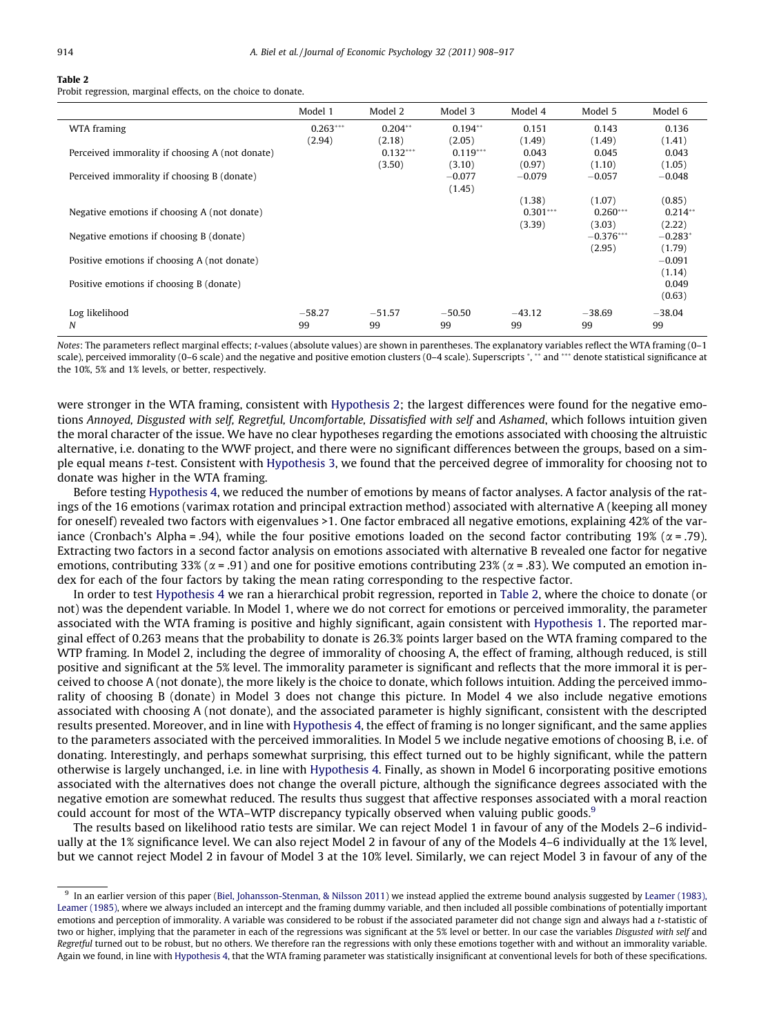**Table 2**
Probit regression, marginal effects, on the choice to donate.

| | Model 1 | Model 2 | Model 3 | Model 4 | Model 5 | Model 6 |
|---|---|---|---|---|---|---|
| WTA framing | 0.263*** | 0.204** | 0.194** | 0.151 | 0.143 | 0.136 |
| | (2.94) | (2.18) | (2.05) | (1.49) | (1.49) | (1.41) |
| Perceived immorality if choosing A (not donate) | | 0.132*** | 0.119*** | 0.043 | 0.045 | 0.043 |
| | | (3.50) | (3.10) | (0.97) | (1.10) | (1.05) |
| Perceived immorality if choosing B (donate) | | | −0.077 | −0.079 | −0.057 | −0.048 |
| | | | (1.45) | (1.38) | (1.07) | (0.85) |
| Negative emotions if choosing A (not donate) | | | | 0.301*** | 0.260*** | 0.214** |
| | | | | (3.39) | (3.03) | (2.22) |
| Negative emotions if choosing B (donate) | | | | | −0.376*** | −0.283* |
| | | | | | (2.95) | (1.79) |
| Positive emotions if choosing A (not donate) | | | | | | −0.091 |
| | | | | | | (1.14) |
| Positive emotions if choosing B (donate) | | | | | | 0.049 |
| | | | | | | (0.63) |
| Log likelihood | −58.27 | −51.57 | −50.50 | −43.12 | −38.69 | −38.04 |
| *N* | 99 | 99 | 99 | 99 | 99 | 99 |

*Notes*: The parameters reflect marginal effects; *t*-values (absolute values) are shown in parentheses. The explanatory variables reflect the WTA framing (0–1 scale), perceived immorality (0–6 scale) and the negative and positive emotion clusters (0–4 scale). Superscripts *, ** and *** denote statistical significance at the 10%, 5% and 1% levels, or better, respectively.

were stronger in the WTA framing, consistent with Hypothesis 2; the largest differences were found for the negative emotions *Annoyed, Disgusted with self, Regretful, Uncomfortable, Dissatisfied with self* and *Ashamed*, which follows intuition given the moral character of the issue. We have no clear hypotheses regarding the emotions associated with choosing the altruistic alternative, i.e. donating to the WWF project, and there were no significant differences between the groups, based on a simple equal means *t*-test. Consistent with Hypothesis 3, we found that the perceived degree of immorality for choosing not to donate was higher in the WTA framing.

Before testing Hypothesis 4, we reduced the number of emotions by means of factor analyses. A factor analysis of the ratings of the 16 emotions (varimax rotation and principal extraction method) associated with alternative A (keeping all money for oneself) revealed two factors with eigenvalues >1. One factor embraced all negative emotions, explaining 42% of the variance (Cronbach's Alpha = .94), while the four positive emotions loaded on the second factor contributing 19% ($\alpha$ = .79). Extracting two factors in a second factor analysis on emotions associated with alternative B revealed one factor for negative emotions, contributing 33% ($\alpha$ = .91) and one for positive emotions contributing 23% ($\alpha$ = .83). We computed an emotion index for each of the four factors by taking the mean rating corresponding to the respective factor.

In order to test Hypothesis 4 we ran a hierarchical probit regression, reported in Table 2, where the choice to donate (or not) was the dependent variable. In Model 1, where we do not correct for emotions or perceived immorality, the parameter associated with the WTA framing is positive and highly significant, again consistent with Hypothesis 1. The reported marginal effect of 0.263 means that the probability to donate is 26.3% points larger based on the WTA framing compared to the WTP framing. In Model 2, including the degree of immorality of choosing A, the effect of framing, although reduced, is still positive and significant at the 5% level. The immorality parameter is significant and reflects that the more immoral it is perceived to choose A (not donate), the more likely is the choice to donate, which follows intuition. Adding the perceived immorality of choosing B (donate) in Model 3 does not change this picture. In Model 4 we also include negative emotions associated with choosing A (not donate), and the associated parameter is highly significant, consistent with the descripted results presented. Moreover, and in line with Hypothesis 4, the effect of framing is no longer significant, and the same applies to the parameters associated with the perceived immoralities. In Model 5 we include negative emotions of choosing B, i.e. of donating. Interestingly, and perhaps somewhat surprising, this effect turned out to be highly significant, while the pattern otherwise is largely unchanged, i.e. in line with Hypothesis 4. Finally, as shown in Model 6 incorporating positive emotions associated with the alternatives does not change the overall picture, although the significance degrees associated with the negative emotion are somewhat reduced. The results thus suggest that affective responses associated with a moral reaction could account for most of the WTA–WTP discrepancy typically observed when valuing public goods.[9]

The results based on likelihood ratio tests are similar. We can reject Model 1 in favour of any of the Models 2–6 individually at the 1% significance level. We can also reject Model 2 in favour of any of the Models 4–6 individually at the 1% level, but we cannot reject Model 2 in favour of Model 3 at the 10% level. Similarly, we can reject Model 3 in favour of any of the

[9] In an earlier version of this paper (Biel, Johansson-Stenman, & Nilsson 2011) we instead applied the extreme bound analysis suggested by Leamer (1983), Leamer (1985), where we always included an intercept and the framing dummy variable, and then included all possible combinations of potentially important emotions and perception of immorality. A variable was considered to be robust if the associated parameter did not change sign and always had a *t*-statistic of two or higher, implying that the parameter in each of the regressions was significant at the 5% level or better. In our case the variables *Disgusted with self* and *Regretful* turned out to be robust, but no others. We therefore ran the regressions with only these emotions together with and without an immorality variable. Again we found, in line with Hypothesis 4, that the WTA framing parameter was statistically insignificant at conventional levels for both of these specifications.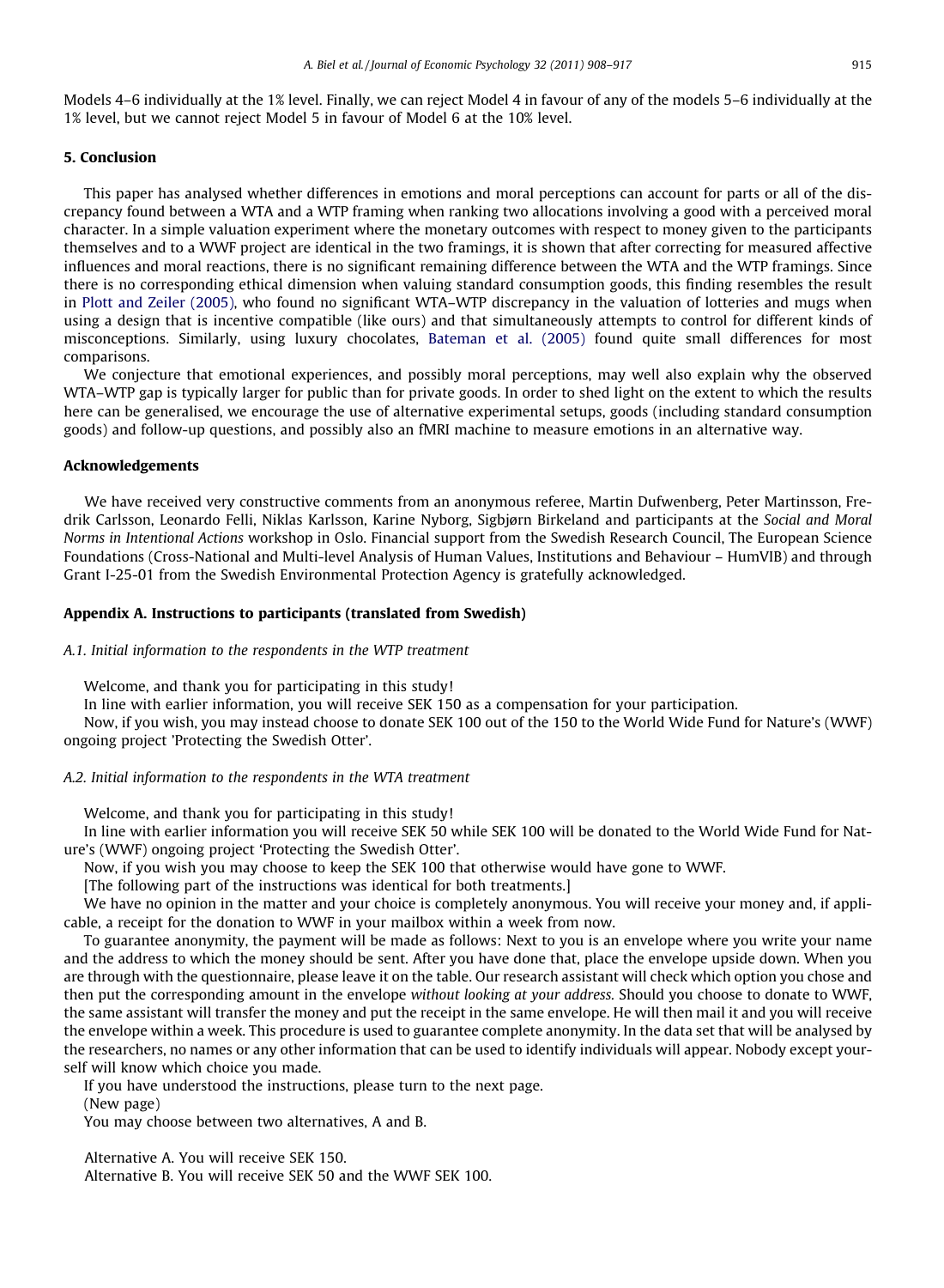Models 4–6 individually at the 1% level. Finally, we can reject Model 4 in favour of any of the models 5–6 individually at the 1% level, but we cannot reject Model 5 in favour of Model 6 at the 10% level.

## 5. Conclusion

This paper has analysed whether differences in emotions and moral perceptions can account for parts or all of the discrepancy found between a WTA and a WTP framing when ranking two allocations involving a good with a perceived moral character. In a simple valuation experiment where the monetary outcomes with respect to money given to the participants themselves and to a WWF project are identical in the two framings, it is shown that after correcting for measured affective influences and moral reactions, there is no significant remaining difference between the WTA and the WTP framings. Since there is no corresponding ethical dimension when valuing standard consumption goods, this finding resembles the result in Plott and Zeiler (2005), who found no significant WTA–WTP discrepancy in the valuation of lotteries and mugs when using a design that is incentive compatible (like ours) and that simultaneously attempts to control for different kinds of misconceptions. Similarly, using luxury chocolates, Bateman et al. (2005) found quite small differences for most comparisons.

We conjecture that emotional experiences, and possibly moral perceptions, may well also explain why the observed WTA–WTP gap is typically larger for public than for private goods. In order to shed light on the extent to which the results here can be generalised, we encourage the use of alternative experimental setups, goods (including standard consumption goods) and follow-up questions, and possibly also an fMRI machine to measure emotions in an alternative way.

## Acknowledgements

We have received very constructive comments from an anonymous referee, Martin Dufwenberg, Peter Martinsson, Fredrik Carlsson, Leonardo Felli, Niklas Karlsson, Karine Nyborg, Sigbjørn Birkeland and participants at the *Social and Moral Norms in Intentional Actions* workshop in Oslo. Financial support from the Swedish Research Council, The European Science Foundations (Cross-National and Multi-level Analysis of Human Values, Institutions and Behaviour – HumVIB) and through Grant I-25-01 from the Swedish Environmental Protection Agency is gratefully acknowledged.

## Appendix A. Instructions to participants (translated from Swedish)

### *A.1. Initial information to the respondents in the WTP treatment*

Welcome, and thank you for participating in this study!

In line with earlier information, you will receive SEK 150 as a compensation for your participation.

Now, if you wish, you may instead choose to donate SEK 100 out of the 150 to the World Wide Fund for Nature's (WWF) ongoing project 'Protecting the Swedish Otter'.

### *A.2. Initial information to the respondents in the WTA treatment*

Welcome, and thank you for participating in this study!

In line with earlier information you will receive SEK 50 while SEK 100 will be donated to the World Wide Fund for Nature's (WWF) ongoing project 'Protecting the Swedish Otter'.

Now, if you wish you may choose to keep the SEK 100 that otherwise would have gone to WWF.

[The following part of the instructions was identical for both treatments.]

We have no opinion in the matter and your choice is completely anonymous. You will receive your money and, if applicable, a receipt for the donation to WWF in your mailbox within a week from now.

To guarantee anonymity, the payment will be made as follows: Next to you is an envelope where you write your name and the address to which the money should be sent. After you have done that, place the envelope upside down. When you are through with the questionnaire, please leave it on the table. Our research assistant will check which option you chose and then put the corresponding amount in the envelope *without looking at your address.* Should you choose to donate to WWF, the same assistant will transfer the money and put the receipt in the same envelope. He will then mail it and you will receive the envelope within a week. This procedure is used to guarantee complete anonymity. In the data set that will be analysed by the researchers, no names or any other information that can be used to identify individuals will appear. Nobody except yourself will know which choice you made.

If you have understood the instructions, please turn to the next page.

(New page)

You may choose between two alternatives, A and B.

Alternative A. You will receive SEK 150.

Alternative B. You will receive SEK 50 and the WWF SEK 100.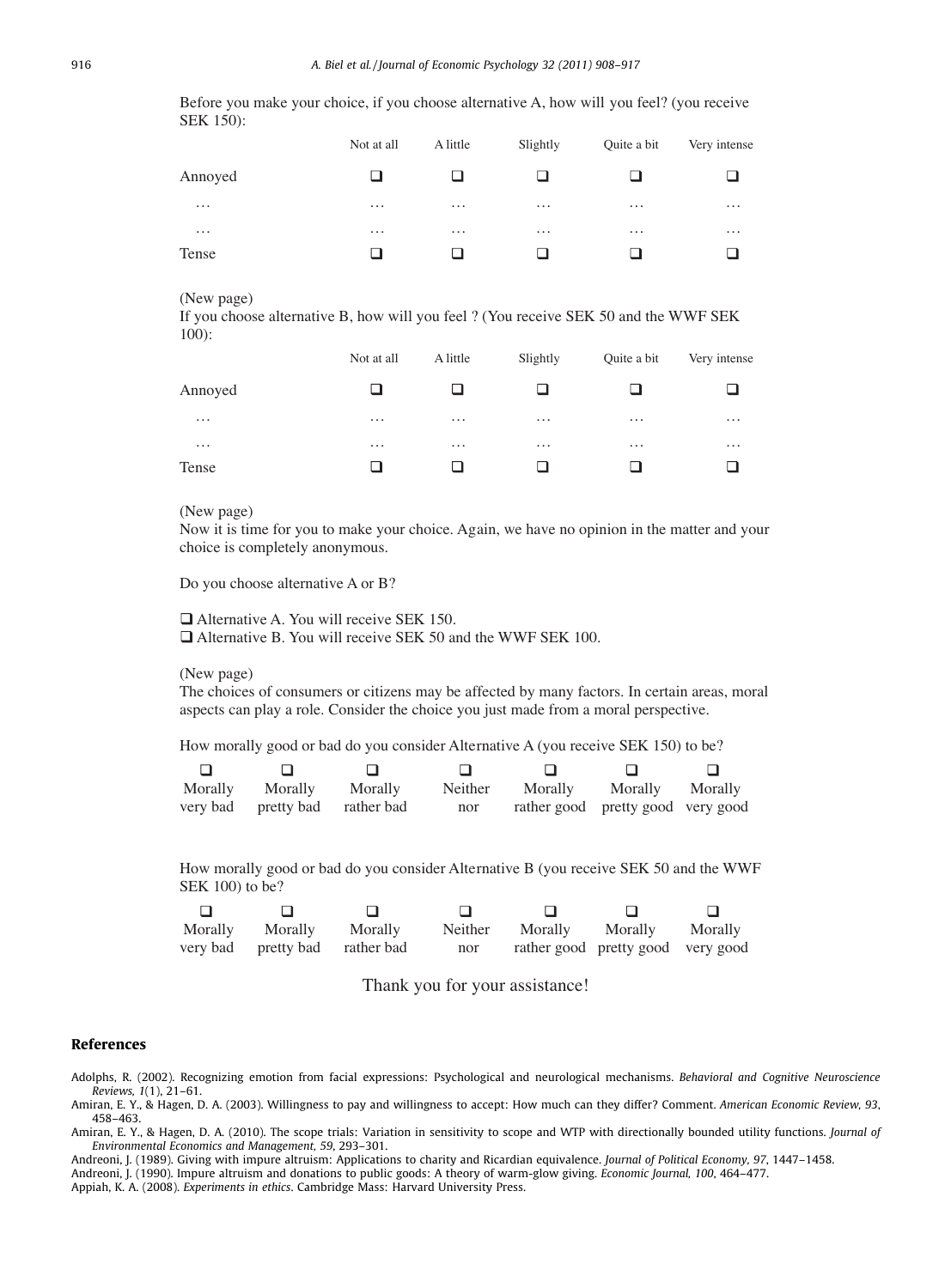Before you make your choice, if you choose alternative A, how will you feel? (you receive SEK 150):

| | Not at all | A little | Slightly | Quite a bit | Very intense |
|---|---|---|---|---|---|
| Annoyed | ❑ | ❑ | ❑ | ❑ | ❑ |
| … | … | … | … | … | … |
| … | … | … | … | … | … |
| Tense | ❑ | ❑ | ❑ | ❑ | ❑ |

(New page)

If you choose alternative B, how will you feel ? (You receive SEK 50 and the WWF SEK 100):

| | Not at all | A little | Slightly | Quite a bit | Very intense |
|---|---|---|---|---|---|
| Annoyed | ❑ | ❑ | ❑ | ❑ | ❑ |
| … | … | … | … | … | … |
| … | … | … | … | … | … |
| Tense | ❑ | ❑ | ❑ | ❑ | ❑ |

(New page)

Now it is time for you to make your choice. Again, we have no opinion in the matter and your choice is completely anonymous.

Do you choose alternative A or B?

❑ Alternative A. You will receive SEK 150.
❑ Alternative B. You will receive SEK 50 and the WWF SEK 100.

(New page)

The choices of consumers or citizens may be affected by many factors. In certain areas, moral aspects can play a role. Consider the choice you just made from a moral perspective.

How morally good or bad do you consider Alternative A (you receive SEK 150) to be?

| ❑ | ❑ | ❑ | ❑ | ❑ | ❑ | ❑ |
|---|---|---|---|---|---|---|
| Morally very bad | Morally pretty bad | Morally rather bad | Neither nor | Morally rather good | Morally pretty good | Morally very good |

How morally good or bad do you consider Alternative B (you receive SEK 50 and the WWF SEK 100) to be?

| ❑ | ❑ | ❑ | ❑ | ❑ | ❑ | ❑ |
|---|---|---|---|---|---|---|
| Morally very bad | Morally pretty bad | Morally rather bad | Neither nor | Morally rather good | Morally pretty good | Morally very good |

Thank you for your assistance!

## References

Adolphs, R. (2002). Recognizing emotion from facial expressions: Psychological and neurological mechanisms. *Behavioral and Cognitive Neuroscience Reviews, 1*(1), 21–61.

Amiran, E. Y., & Hagen, D. A. (2003). Willingness to pay and willingness to accept: How much can they differ? Comment. *American Economic Review, 93*, 458–463.

Amiran, E. Y., & Hagen, D. A. (2010). The scope trials: Variation in sensitivity to scope and WTP with directionally bounded utility functions. *Journal of Environmental Economics and Management, 59*, 293–301.

Andreoni, J. (1989). Giving with impure altruism: Applications to charity and Ricardian equivalence. *Journal of Political Economy, 97*, 1447–1458.

Andreoni, J. (1990). Impure altruism and donations to public goods: A theory of warm-glow giving. *Economic Journal, 100*, 464–477.

Appiah, K. A. (2008). *Experiments in ethics*. Cambridge Mass: Harvard University Press.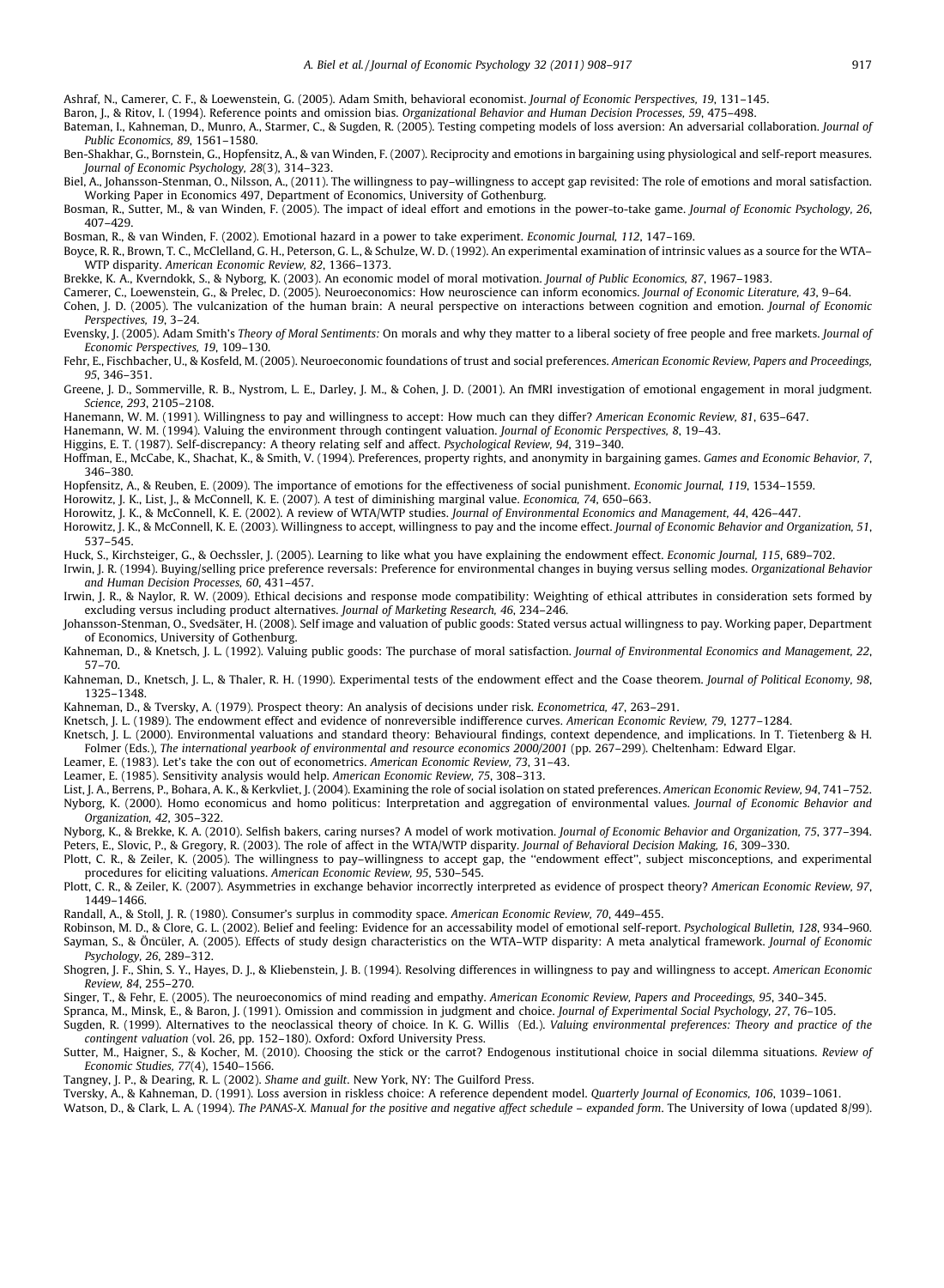Ashraf, N., Camerer, C. F., & Loewenstein, G. (2005). Adam Smith, behavioral economist. *Journal of Economic Perspectives, 19*, 131–145.

Baron, J., & Ritov, I. (1994). Reference points and omission bias. *Organizational Behavior and Human Decision Processes, 59*, 475–498.

Bateman, I., Kahneman, D., Munro, A., Starmer, C., & Sugden, R. (2005). Testing competing models of loss aversion: An adversarial collaboration. *Journal of Public Economics, 89*, 1561–1580.

Ben-Shakhar, G., Bornstein, G., Hopfensitz, A., & van Winden, F. (2007). Reciprocity and emotions in bargaining using physiological and self-report measures. *Journal of Economic Psychology, 28*(3), 314–323.

Biel, A., Johansson-Stenman, O., Nilsson, A., (2011). The willingness to pay–willingness to accept gap revisited: The role of emotions and moral satisfaction. Working Paper in Economics 497, Department of Economics, University of Gothenburg.

Bosman, R., Sutter, M., & van Winden, F. (2005). The impact of ideal effort and emotions in the power-to-take game. *Journal of Economic Psychology, 26*, 407–429.

Bosman, R., & van Winden, F. (2002). Emotional hazard in a power to take experiment. *Economic Journal, 112*, 147–169.

Boyce, R. R., Brown, T. C., McClelland, G. H., Peterson, G. L., & Schulze, W. D. (1992). An experimental examination of intrinsic values as a source for the WTA–WTP disparity. *American Economic Review, 82*, 1366–1373.

Brekke, K. A., Kverndokk, S., & Nyborg, K. (2003). An economic model of moral motivation. *Journal of Public Economics, 87*, 1967–1983.

Camerer, C., Loewenstein, G., & Prelec, D. (2005). Neuroeconomics: How neuroscience can inform economics. *Journal of Economic Literature, 43*, 9–64.

Cohen, J. D. (2005). The vulcanization of the human brain: A neural perspective on interactions between cognition and emotion. *Journal of Economic Perspectives, 19*, 3–24.

Evensky, J. (2005). Adam Smith's *Theory of Moral Sentiments:* On morals and why they matter to a liberal society of free people and free markets. *Journal of Economic Perspectives, 19*, 109–130.

Fehr, E., Fischbacher, U., & Kosfeld, M. (2005). Neuroeconomic foundations of trust and social preferences. *American Economic Review, Papers and Proceedings, 95*, 346–351.

Greene, J. D., Sommerville, R. B., Nystrom, L. E., Darley, J. M., & Cohen, J. D. (2001). An fMRI investigation of emotional engagement in moral judgment. *Science, 293*, 2105–2108.

Hanemann, W. M. (1991). Willingness to pay and willingness to accept: How much can they differ? *American Economic Review, 81*, 635–647.

Hanemann, W. M. (1994). Valuing the environment through contingent valuation. *Journal of Economic Perspectives, 8*, 19–43.

Higgins, E. T. (1987). Self-discrepancy: A theory relating self and affect. *Psychological Review, 94*, 319–340.

Hoffman, E., McCabe, K., Shachat, K., & Smith, V. (1994). Preferences, property rights, and anonymity in bargaining games. *Games and Economic Behavior, 7*, 346–380.

Hopfensitz, A., & Reuben, E. (2009). The importance of emotions for the effectiveness of social punishment. *Economic Journal, 119*, 1534–1559.

Horowitz, J. K., List, J., & McConnell, K. E. (2007). A test of diminishing marginal value. *Economica, 74*, 650–663.

Horowitz, J. K., & McConnell, K. E. (2002). A review of WTA/WTP studies. *Journal of Environmental Economics and Management, 44*, 426–447.

Horowitz, J. K., & McConnell, K. E. (2003). Willingness to accept, willingness to pay and the income effect. *Journal of Economic Behavior and Organization, 51*, 537–545.

Huck, S., Kirchsteiger, G., & Oechssler, J. (2005). Learning to like what you have explaining the endowment effect. *Economic Journal, 115*, 689–702.

Irwin, J. R. (1994). Buying/selling price preference reversals: Preference for environmental changes in buying versus selling modes. *Organizational Behavior and Human Decision Processes, 60*, 431–457.

Irwin, J. R., & Naylor, R. W. (2009). Ethical decisions and response mode compatibility: Weighting of ethical attributes in consideration sets formed by excluding versus including product alternatives. *Journal of Marketing Research, 46*, 234–246.

Johansson-Stenman, O., Svedsäter, H. (2008). Self image and valuation of public goods: Stated versus actual willingness to pay. Working paper, Department of Economics, University of Gothenburg.

Kahneman, D., & Knetsch, J. L. (1992). Valuing public goods: The purchase of moral satisfaction. *Journal of Environmental Economics and Management, 22*, 57–70.

Kahneman, D., Knetsch, J. L., & Thaler, R. H. (1990). Experimental tests of the endowment effect and the Coase theorem. *Journal of Political Economy, 98*, 1325–1348.

Kahneman, D., & Tversky, A. (1979). Prospect theory: An analysis of decisions under risk. *Econometrica, 47*, 263–291.

Knetsch, J. L. (1989). The endowment effect and evidence of nonreversible indifference curves. *American Economic Review, 79*, 1277–1284.

Knetsch, J. L. (2000). Environmental valuations and standard theory: Behavioural findings, context dependence, and implications. In T. Tietenberg & H. Folmer (Eds.), *The international yearbook of environmental and resource economics 2000/2001* (pp. 267–299). Cheltenham: Edward Elgar.

Leamer, E. (1983). Let's take the con out of econometrics. *American Economic Review, 73*, 31–43.

Leamer, E. (1985). Sensitivity analysis would help. *American Economic Review, 75*, 308–313.

List, J. A., Berrens, P., Bohara, A. K., & Kerkvliet, J. (2004). Examining the role of social isolation on stated preferences. *American Economic Review, 94*, 741–752.

Nyborg, K. (2000). Homo economicus and homo politicus: Interpretation and aggregation of environmental values. *Journal of Economic Behavior and Organization, 42*, 305–322.

Nyborg, K., & Brekke, K. A. (2010). Selfish bakers, caring nurses? A model of work motivation. *Journal of Economic Behavior and Organization, 75*, 377–394.

Peters, E., Slovic, P., & Gregory, R. (2003). The role of affect in the WTA/WTP disparity. *Journal of Behavioral Decision Making, 16*, 309–330.

Plott, C. R., & Zeiler, K. (2005). The willingness to pay–willingness to accept gap, the "endowment effect", subject misconceptions, and experimental procedures for eliciting valuations. *American Economic Review, 95*, 530–545.

Plott, C. R., & Zeiler, K. (2007). Asymmetries in exchange behavior incorrectly interpreted as evidence of prospect theory? *American Economic Review, 97*, 1449–1466.

Randall, A., & Stoll, J. R. (1980). Consumer's surplus in commodity space. *American Economic Review, 70*, 449–455.

Robinson, M. D., & Clore, G. L. (2002). Belief and feeling: Evidence for an accessability model of emotional self-report. *Psychological Bulletin, 128*, 934–960.

Sayman, S., & Öncüler, A. (2005). Effects of study design characteristics on the WTA–WTP disparity: A meta analytical framework. *Journal of Economic Psychology, 26*, 289–312.

Shogren, J. F., Shin, S. Y., Hayes, D. J., & Kliebenstein, J. B. (1994). Resolving differences in willingness to pay and willingness to accept. *American Economic Review, 84*, 255–270.

Singer, T., & Fehr, E. (2005). The neuroeconomics of mind reading and empathy. *American Economic Review, Papers and Proceedings, 95*, 340–345.

Spranca, M., Minsk, E., & Baron, J. (1991). Omission and commission in judgment and choice. *Journal of Experimental Social Psychology, 27*, 76–105.

Sugden, R. (1999). Alternatives to the neoclassical theory of choice. In K. G. Willis (Ed.). *Valuing environmental preferences: Theory and practice of the contingent valuation* (vol. 26, pp. 152–180). Oxford: Oxford University Press.

Sutter, M., Haigner, S., & Kocher, M. (2010). Choosing the stick or the carrot? Endogenous institutional choice in social dilemma situations. *Review of Economic Studies, 77*(4), 1540–1566.

Tangney, J. P., & Dearing, R. L. (2002). *Shame and guilt*. New York, NY: The Guilford Press.

Tversky, A., & Kahneman, D. (1991). Loss aversion in riskless choice: A reference dependent model. *Quarterly Journal of Economics, 106*, 1039–1061.

Watson, D., & Clark, L. A. (1994). *The PANAS-X. Manual for the positive and negative affect schedule – expanded form*. The University of Iowa (updated 8/99).